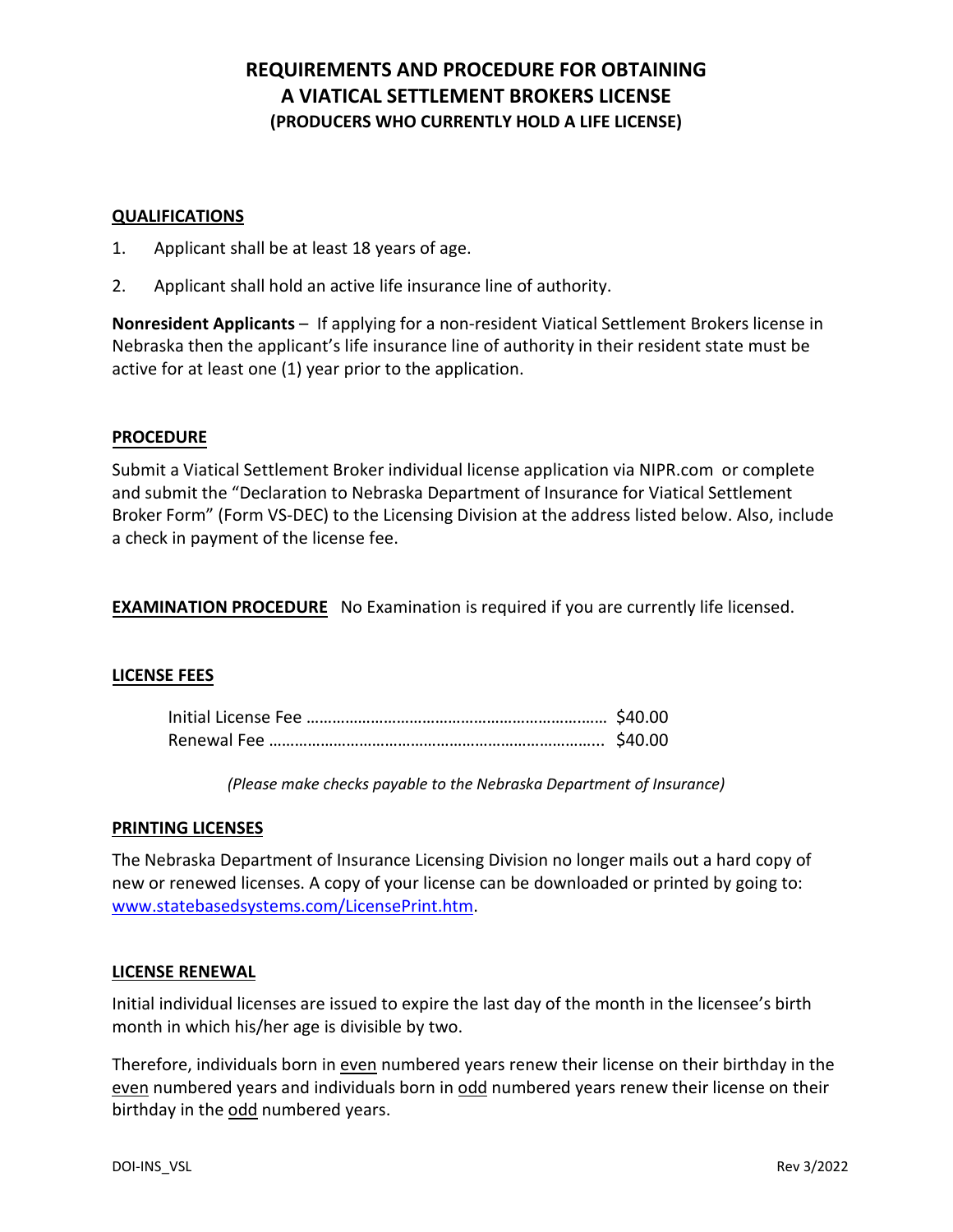# REQUIREMENTS AND PROCEDURE FOR OBTAINING A VIATICAL SETTLEMENT BROKERS LICENSE

### (PRODUCERS WHO CURRENTLY HOLD A LIFE LICENSE)

## QUALIFICATIONS

1. Applicant shall be at least 18 years of age.
2. Applicant shall hold an active life insurance line of authority.

**Nonresident Applicants** – If applying for a non-resident Viatical Settlement Brokers license in Nebraska then the applicant's life insurance line of authority in their resident state must be active for at least one (1) year prior to the application.

## PROCEDURE

Submit a Viatical Settlement Broker individual license application via NIPR.com or complete and submit the "Declaration to Nebraska Department of Insurance for Viatical Settlement Broker Form" (Form VS-DEC) to the Licensing Division at the address listed below. Also, include a check in payment of the license fee.

**EXAMINATION PROCEDURE** No Examination is required if you are currently life licensed.

## LICENSE FEES

Initial License Fee ………………………………………………………… $40.00
Renewal Fee ……………………………………………………………….. $40.00

*(Please make checks payable to the Nebraska Department of Insurance)*

## PRINTING LICENSES

The Nebraska Department of Insurance Licensing Division no longer mails out a hard copy of new or renewed licenses. A copy of your license can be downloaded or printed by going to: www.statebasedsystems.com/LicensePrint.htm.

## LICENSE RENEWAL

Initial individual licenses are issued to expire the last day of the month in the licensee's birth month in which his/her age is divisible by two.

Therefore, individuals born in even numbered years renew their license on their birthday in the even numbered years and individuals born in odd numbered years renew their license on their birthday in the odd numbered years.

DOI-INS_VSL Rev 3/2022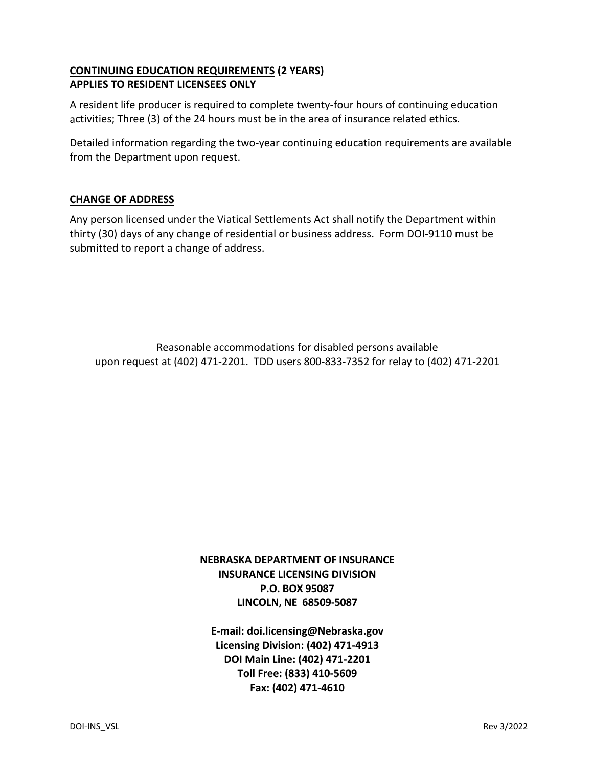## CONTINUING EDUCATION REQUIREMENTS (2 YEARS)
**APPLIES TO RESIDENT LICENSEES ONLY**

A resident life producer is required to complete twenty-four hours of continuing education activities; Three (3) of the 24 hours must be in the area of insurance related ethics.

Detailed information regarding the two-year continuing education requirements are available from the Department upon request.

## CHANGE OF ADDRESS

Any person licensed under the Viatical Settlements Act shall notify the Department within thirty (30) days of any change of residential or business address. Form DOI-9110 must be submitted to report a change of address.

Reasonable accommodations for disabled persons available upon request at (402) 471-2201. TDD users 800-833-7352 for relay to (402) 471-2201

**NEBRASKA DEPARTMENT OF INSURANCE**
**INSURANCE LICENSING DIVISION**
**P.O. BOX 95087**
**LINCOLN, NE 68509-5087**

**E-mail: doi.licensing@Nebraska.gov**
**Licensing Division: (402) 471-4913**
**DOI Main Line: (402) 471-2201**
**Toll Free: (833) 410-5609**
**Fax: (402) 471-4610**

DOI-INS_VSL Rev 3/2022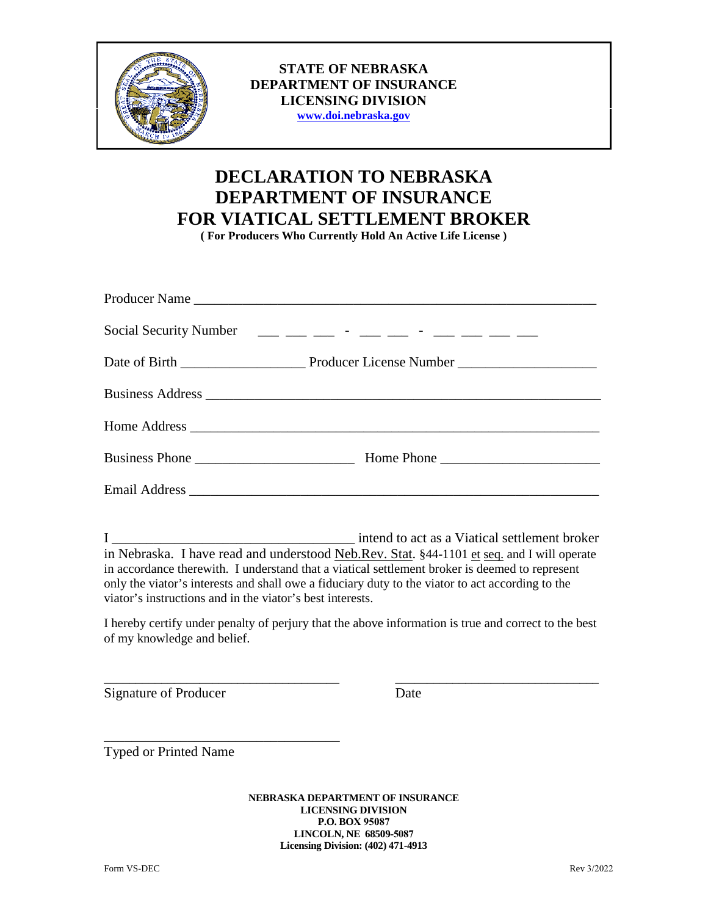**STATE OF NEBRASKA**
**DEPARTMENT OF INSURANCE**
**LICENSING DIVISION**
**www.doi.nebraska.gov**

# DECLARATION TO NEBRASKA DEPARTMENT OF INSURANCE FOR VIATICAL SETTLEMENT BROKER

**( For Producers Who Currently Hold An Active Life License )**

Producer Name ___________________________________________________________

Social Security Number ___ ___ ___ - ___ ___ - ___ ___ ___ ___

Date of Birth _________________ Producer License Number ___________________

Business Address _________________________________________________________

Home Address ___________________________________________________________

Business Phone ______________________ Home Phone ______________________

Email Address ___________________________________________________________

I __________________________________ intend to act as a Viatical settlement broker in Nebraska. I have read and understood Neb.Rev. Stat. §44-1101 et seq. and I will operate in accordance therewith. I understand that a viatical settlement broker is deemed to represent only the viator's interests and shall owe a fiduciary duty to the viator to act according to the viator's instructions and in the viator's best interests.

I hereby certify under penalty of perjury that the above information is true and correct to the best of my knowledge and belief.

__________________________________ ______________________________

Signature of Producer Date

__________________________________

Typed or Printed Name

**NEBRASKA DEPARTMENT OF INSURANCE**
**LICENSING DIVISION**
**P.O. BOX 95087**
**LINCOLN, NE 68509-5087**
**Licensing Division: (402) 471-4913**

Form VS-DEC Rev 3/2022